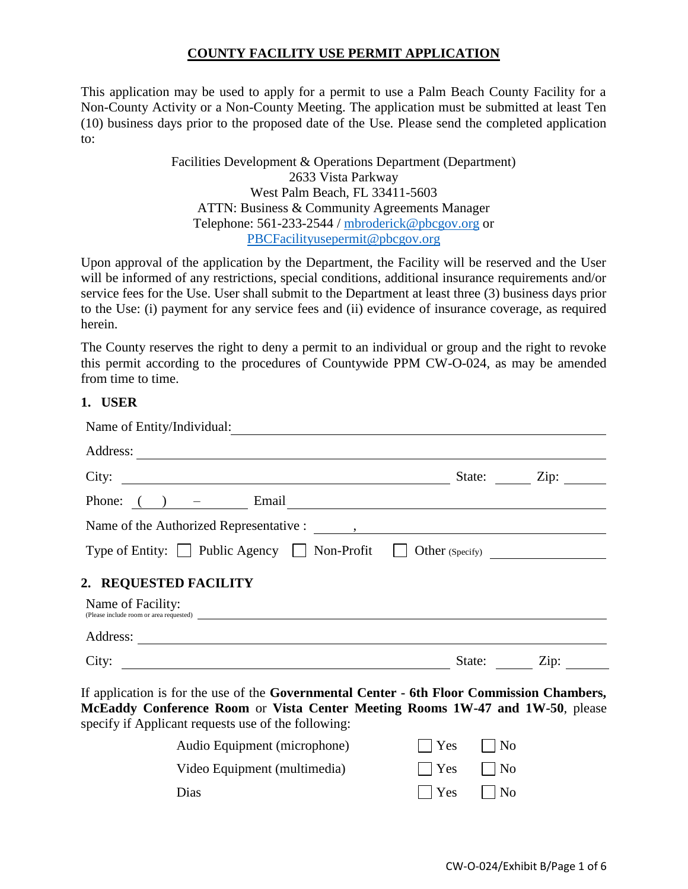# COUNTY FACILITY USE PERMIT APPLICATION

This application may be used to apply for a permit to use a Palm Beach County Facility for a Non-County Activity or a Non-County Meeting. The application must be submitted at least Ten (10) business days prior to the proposed date of the Use. Please send the completed application to:

Facilities Development & Operations Department (Department)
2633 Vista Parkway
West Palm Beach, FL 33411-5603
ATTN: Business & Community Agreements Manager
Telephone: 561-233-2544 / mbroderick@pbcgov.org or
PBCFacilityusepermit@pbcgov.org

Upon approval of the application by the Department, the Facility will be reserved and the User will be informed of any restrictions, special conditions, additional insurance requirements and/or service fees for the Use. User shall submit to the Department at least three (3) business days prior to the Use: (i) payment for any service fees and (ii) evidence of insurance coverage, as required herein.

The County reserves the right to deny a permit to an individual or group and the right to revoke this permit according to the procedures of Countywide PPM CW-O-024, as may be amended from time to time.

## 1. USER

Name of Entity/Individual: ______________________________

Address: ______________________________

City: ______________________________ State: ______ Zip: ______

Phone: ( ) – ______ Email ______________________________

Name of the Authorized Representative : ______ , ______________________________

Type of Entity: ☐ Public Agency ☐ Non-Profit ☐ Other (Specify) ______________

## 2. REQUESTED FACILITY

Name of Facility: ______________________________
(Please include room or area requested)

Address: ______________________________

City: ______________________________ State: ______ Zip: ______

If application is for the use of the **Governmental Center - 6th Floor Commission Chambers, McEaddy Conference Room** or **Vista Center Meeting Rooms 1W-47 and 1W-50**, please specify if Applicant requests use of the following:

| | | |
|---|---|---|
| Audio Equipment (microphone) | ☐ Yes | ☐ No |
| Video Equipment (multimedia) | ☐ Yes | ☐ No |
| Dias | ☐ Yes | ☐ No |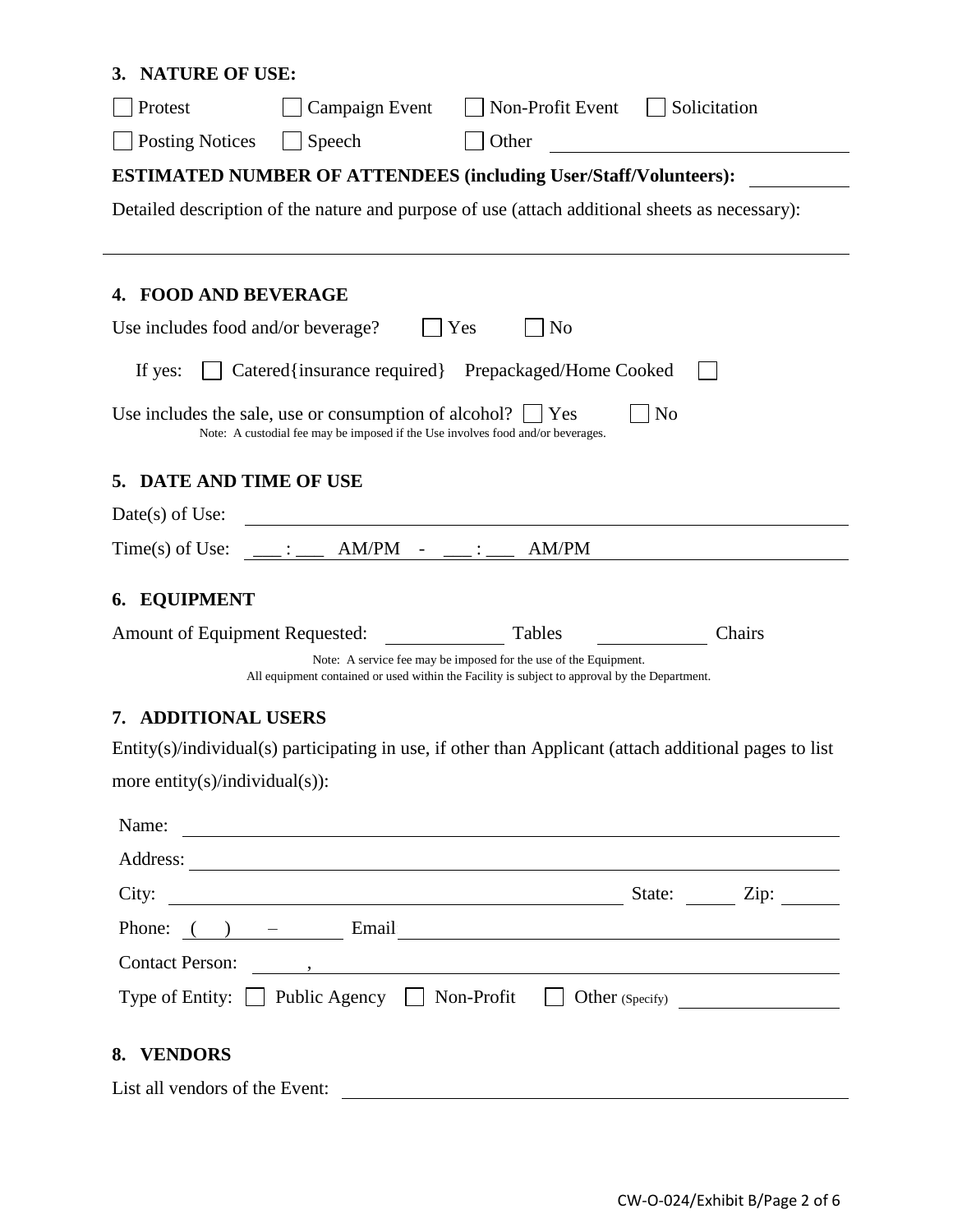## 3. NATURE OF USE:

☐ Protest ☐ Campaign Event ☐ Non-Profit Event ☐ Solicitation

☐ Posting Notices ☐ Speech ☐ Other ____________________

**ESTIMATED NUMBER OF ATTENDEES (including User/Staff/Volunteers):** __________

Detailed description of the nature and purpose of use (attach additional sheets as necessary):

______________________________________________________________________

## 4. FOOD AND BEVERAGE

Use includes food and/or beverage? ☐ Yes ☐ No

If yes: ☐ Catered{insurance required} Prepackaged/Home Cooked ☐

Use includes the sale, use or consumption of alcohol? ☐ Yes ☐ No

Note: A custodial fee may be imposed if the Use involves food and/or beverages.

## 5. DATE AND TIME OF USE

Date(s) of Use: ____________________

Time(s) of Use: ___ : ___ AM/PM - ___ : ___ AM/PM

## 6. EQUIPMENT

Amount of Equipment Requested: __________ Tables __________ Chairs

Note: A service fee may be imposed for the use of the Equipment.
All equipment contained or used within the Facility is subject to approval by the Department.

## 7. ADDITIONAL USERS

Entity(s)/individual(s) participating in use, if other than Applicant (attach additional pages to list more entity(s)/individual(s)):

Name: ____________________

Address: ____________________

City: ____________________ State: ______ Zip: ______

Phone: ( ) – ______ Email ____________________

Contact Person: ______ , ____________________

Type of Entity: ☐ Public Agency ☐ Non-Profit ☐ Other (Specify) ____________

## 8. VENDORS

List all vendors of the Event: ____________________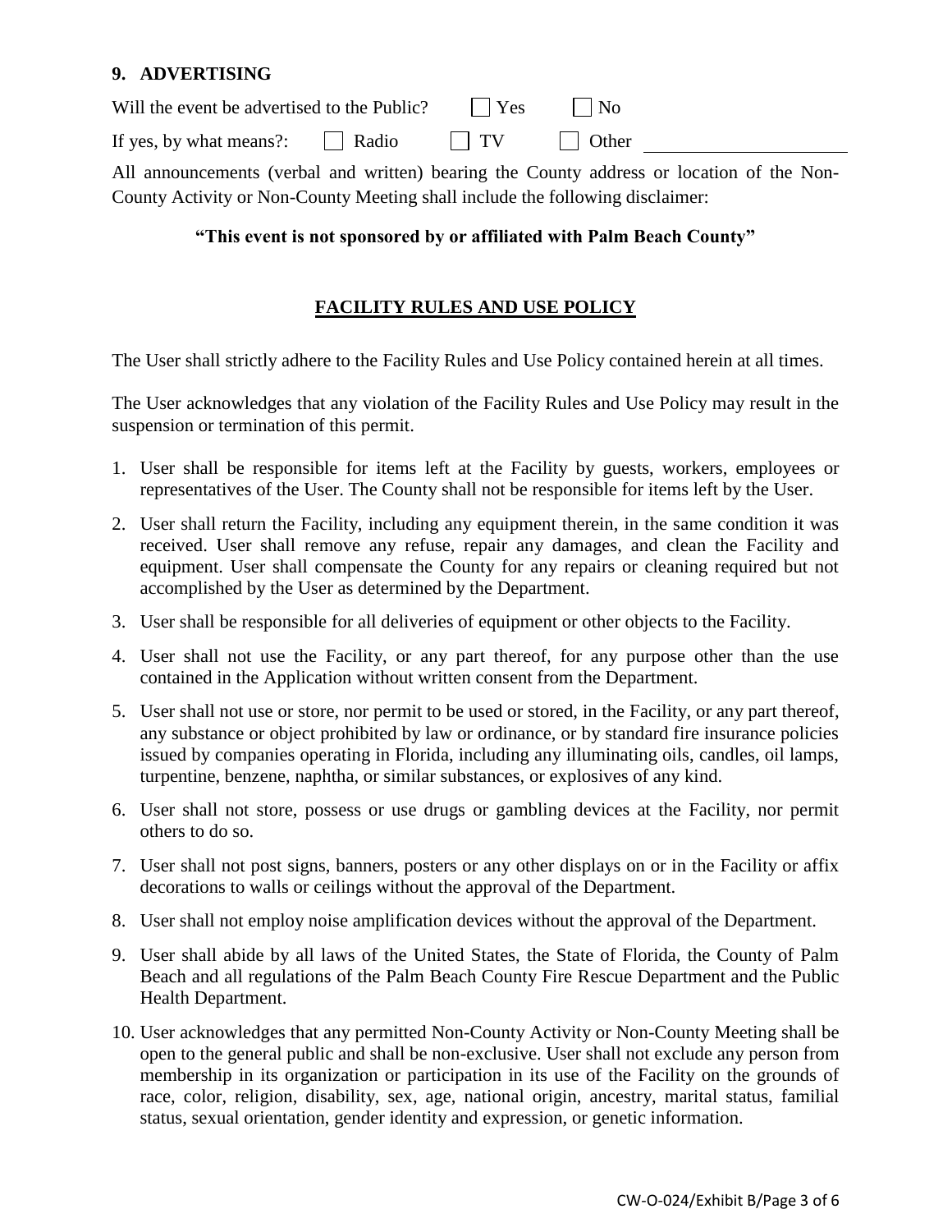## 9. ADVERTISING

Will the event be advertised to the Public? ☐ Yes ☐ No

If yes, by what means?: ☐ Radio ☐ TV ☐ Other ____________________

All announcements (verbal and written) bearing the County address or location of the Non-County Activity or Non-County Meeting shall include the following disclaimer:

**"This event is not sponsored by or affiliated with Palm Beach County"**

## FACILITY RULES AND USE POLICY

The User shall strictly adhere to the Facility Rules and Use Policy contained herein at all times.

The User acknowledges that any violation of the Facility Rules and Use Policy may result in the suspension or termination of this permit.

1. User shall be responsible for items left at the Facility by guests, workers, employees or representatives of the User. The County shall not be responsible for items left by the User.
2. User shall return the Facility, including any equipment therein, in the same condition it was received. User shall remove any refuse, repair any damages, and clean the Facility and equipment. User shall compensate the County for any repairs or cleaning required but not accomplished by the User as determined by the Department.
3. User shall be responsible for all deliveries of equipment or other objects to the Facility.
4. User shall not use the Facility, or any part thereof, for any purpose other than the use contained in the Application without written consent from the Department.
5. User shall not use or store, nor permit to be used or stored, in the Facility, or any part thereof, any substance or object prohibited by law or ordinance, or by standard fire insurance policies issued by companies operating in Florida, including any illuminating oils, candles, oil lamps, turpentine, benzene, naphtha, or similar substances, or explosives of any kind.
6. User shall not store, possess or use drugs or gambling devices at the Facility, nor permit others to do so.
7. User shall not post signs, banners, posters or any other displays on or in the Facility or affix decorations to walls or ceilings without the approval of the Department.
8. User shall not employ noise amplification devices without the approval of the Department.
9. User shall abide by all laws of the United States, the State of Florida, the County of Palm Beach and all regulations of the Palm Beach County Fire Rescue Department and the Public Health Department.
10. User acknowledges that any permitted Non-County Activity or Non-County Meeting shall be open to the general public and shall be non-exclusive. User shall not exclude any person from membership in its organization or participation in its use of the Facility on the grounds of race, color, religion, disability, sex, age, national origin, ancestry, marital status, familial status, sexual orientation, gender identity and expression, or genetic information.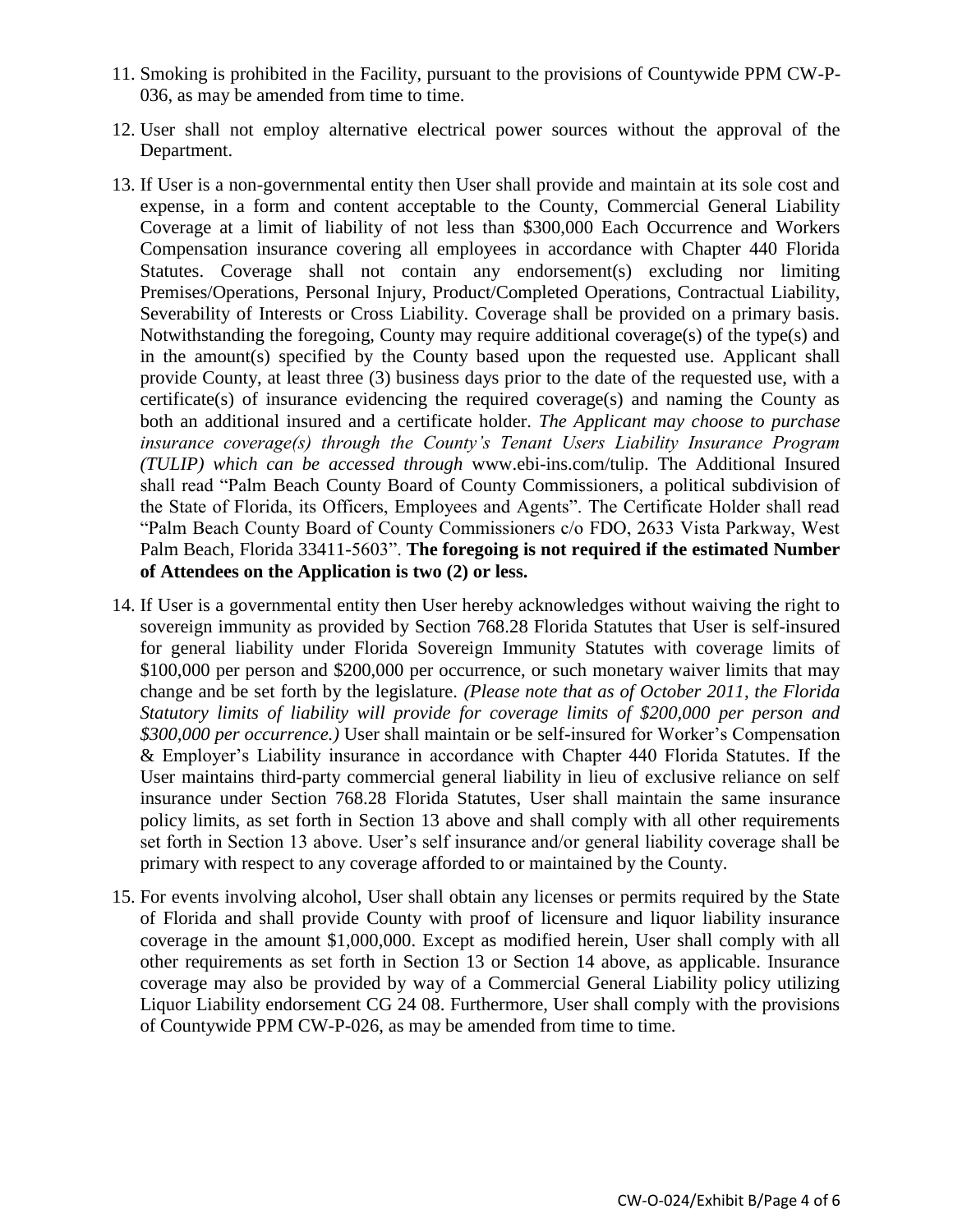11. Smoking is prohibited in the Facility, pursuant to the provisions of Countywide PPM CW-P-036, as may be amended from time to time.

12. User shall not employ alternative electrical power sources without the approval of the Department.

13. If User is a non-governmental entity then User shall provide and maintain at its sole cost and expense, in a form and content acceptable to the County, Commercial General Liability Coverage at a limit of liability of not less than $300,000 Each Occurrence and Workers Compensation insurance covering all employees in accordance with Chapter 440 Florida Statutes. Coverage shall not contain any endorsement(s) excluding nor limiting Premises/Operations, Personal Injury, Product/Completed Operations, Contractual Liability, Severability of Interests or Cross Liability. Coverage shall be provided on a primary basis. Notwithstanding the foregoing, County may require additional coverage(s) of the type(s) and in the amount(s) specified by the County based upon the requested use. Applicant shall provide County, at least three (3) business days prior to the date of the requested use, with a certificate(s) of insurance evidencing the required coverage(s) and naming the County as both an additional insured and a certificate holder. *The Applicant may choose to purchase insurance coverage(s) through the County's Tenant Users Liability Insurance Program (TULIP) which can be accessed through* www.ebi-ins.com/tulip. The Additional Insured shall read "Palm Beach County Board of County Commissioners, a political subdivision of the State of Florida, its Officers, Employees and Agents". The Certificate Holder shall read "Palm Beach County Board of County Commissioners c/o FDO, 2633 Vista Parkway, West Palm Beach, Florida 33411-5603". **The foregoing is not required if the estimated Number of Attendees on the Application is two (2) or less.**

14. If User is a governmental entity then User hereby acknowledges without waiving the right to sovereign immunity as provided by Section 768.28 Florida Statutes that User is self-insured for general liability under Florida Sovereign Immunity Statutes with coverage limits of $100,000 per person and $200,000 per occurrence, or such monetary waiver limits that may change and be set forth by the legislature. *(Please note that as of October 2011, the Florida Statutory limits of liability will provide for coverage limits of $200,000 per person and $300,000 per occurrence.)* User shall maintain or be self-insured for Worker's Compensation & Employer's Liability insurance in accordance with Chapter 440 Florida Statutes. If the User maintains third-party commercial general liability in lieu of exclusive reliance on self insurance under Section 768.28 Florida Statutes, User shall maintain the same insurance policy limits, as set forth in Section 13 above and shall comply with all other requirements set forth in Section 13 above. User's self insurance and/or general liability coverage shall be primary with respect to any coverage afforded to or maintained by the County.

15. For events involving alcohol, User shall obtain any licenses or permits required by the State of Florida and shall provide County with proof of licensure and liquor liability insurance coverage in the amount $1,000,000. Except as modified herein, User shall comply with all other requirements as set forth in Section 13 or Section 14 above, as applicable. Insurance coverage may also be provided by way of a Commercial General Liability policy utilizing Liquor Liability endorsement CG 24 08. Furthermore, User shall comply with the provisions of Countywide PPM CW-P-026, as may be amended from time to time.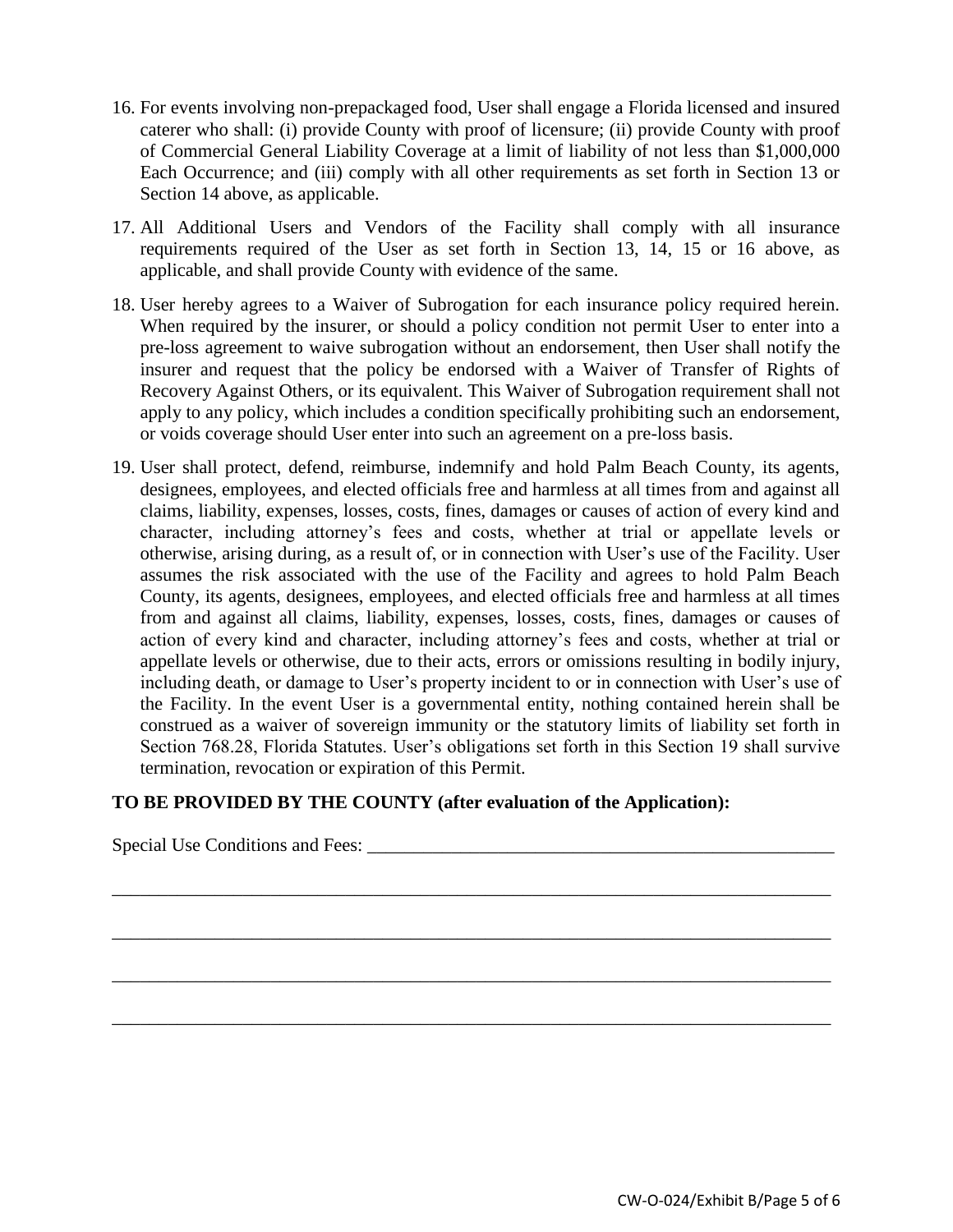16. For events involving non-prepackaged food, User shall engage a Florida licensed and insured caterer who shall: (i) provide County with proof of licensure; (ii) provide County with proof of Commercial General Liability Coverage at a limit of liability of not less than $1,000,000 Each Occurrence; and (iii) comply with all other requirements as set forth in Section 13 or Section 14 above, as applicable.

17. All Additional Users and Vendors of the Facility shall comply with all insurance requirements required of the User as set forth in Section 13, 14, 15 or 16 above, as applicable, and shall provide County with evidence of the same.

18. User hereby agrees to a Waiver of Subrogation for each insurance policy required herein. When required by the insurer, or should a policy condition not permit User to enter into a pre-loss agreement to waive subrogation without an endorsement, then User shall notify the insurer and request that the policy be endorsed with a Waiver of Transfer of Rights of Recovery Against Others, or its equivalent. This Waiver of Subrogation requirement shall not apply to any policy, which includes a condition specifically prohibiting such an endorsement, or voids coverage should User enter into such an agreement on a pre-loss basis.

19. User shall protect, defend, reimburse, indemnify and hold Palm Beach County, its agents, designees, employees, and elected officials free and harmless at all times from and against all claims, liability, expenses, losses, costs, fines, damages or causes of action of every kind and character, including attorney's fees and costs, whether at trial or appellate levels or otherwise, arising during, as a result of, or in connection with User's use of the Facility. User assumes the risk associated with the use of the Facility and agrees to hold Palm Beach County, its agents, designees, employees, and elected officials free and harmless at all times from and against all claims, liability, expenses, losses, costs, fines, damages or causes of action of every kind and character, including attorney's fees and costs, whether at trial or appellate levels or otherwise, due to their acts, errors or omissions resulting in bodily injury, including death, or damage to User's property incident to or in connection with User's use of the Facility. In the event User is a governmental entity, nothing contained herein shall be construed as a waiver of sovereign immunity or the statutory limits of liability set forth in Section 768.28, Florida Statutes. User's obligations set forth in this Section 19 shall survive termination, revocation or expiration of this Permit.

**TO BE PROVIDED BY THE COUNTY (after evaluation of the Application):**

Special Use Conditions and Fees: ____________________________________________________

______________________________________________________________________________

______________________________________________________________________________

______________________________________________________________________________

______________________________________________________________________________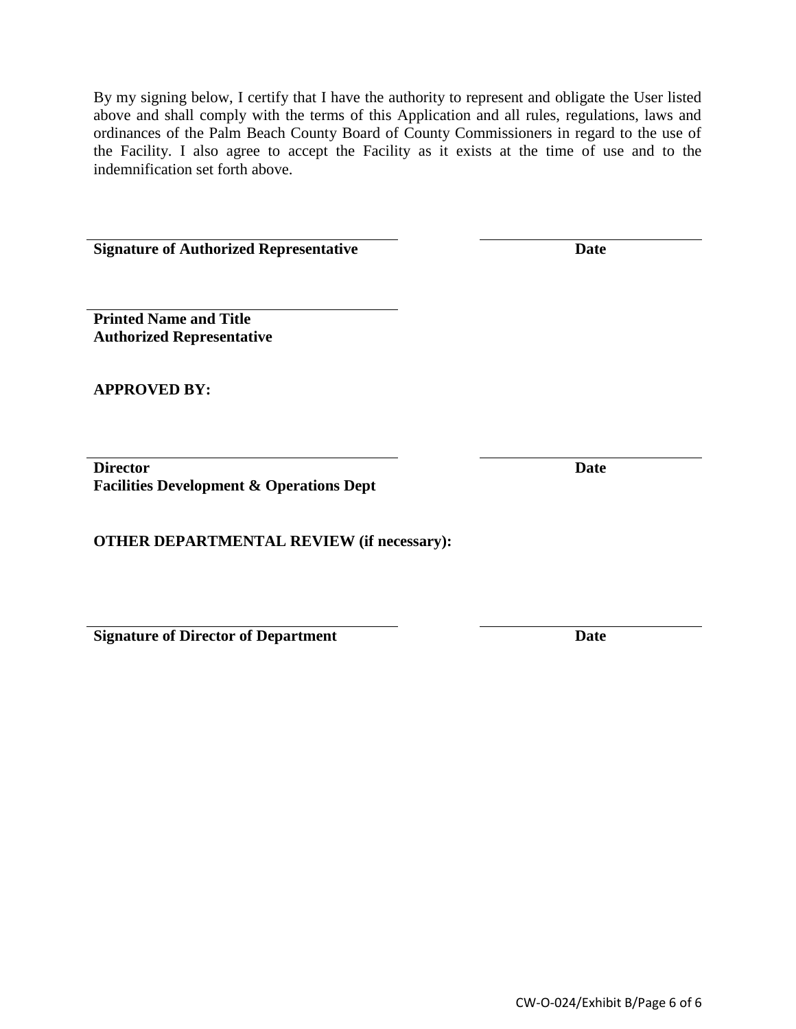By my signing below, I certify that I have the authority to represent and obligate the User listed above and shall comply with the terms of this Application and all rules, regulations, laws and ordinances of the Palm Beach County Board of County Commissioners in regard to the use of the Facility. I also agree to accept the Facility as it exists at the time of use and to the indemnification set forth above.

\_\_\_\_\_\_\_\_\_\_\_\_\_\_\_\_\_\_\_\_\_\_\_\_\_\_\_\_\_\_\_\_\_\_\_\_\_\_\_\_ \_\_\_\_\_\_\_\_\_\_\_\_\_\_\_\_\_\_\_\_\_\_\_\_\_\_\_\_

**Signature of Authorized Representative** **Date**

\_\_\_\_\_\_\_\_\_\_\_\_\_\_\_\_\_\_\_\_\_\_\_\_\_\_\_\_\_\_\_\_\_\_\_\_\_\_\_\_

**Printed Name and Title**
**Authorized Representative**

**APPROVED BY:**

\_\_\_\_\_\_\_\_\_\_\_\_\_\_\_\_\_\_\_\_\_\_\_\_\_\_\_\_\_\_\_\_\_\_\_\_\_\_\_\_ \_\_\_\_\_\_\_\_\_\_\_\_\_\_\_\_\_\_\_\_\_\_\_\_\_\_\_\_

**Director** **Date**
**Facilities Development & Operations Dept**

**OTHER DEPARTMENTAL REVIEW (if necessary):**

\_\_\_\_\_\_\_\_\_\_\_\_\_\_\_\_\_\_\_\_\_\_\_\_\_\_\_\_\_\_\_\_\_\_\_\_\_\_\_\_ \_\_\_\_\_\_\_\_\_\_\_\_\_\_\_\_\_\_\_\_\_\_\_\_\_\_\_\_

**Signature of Director of Department** **Date**